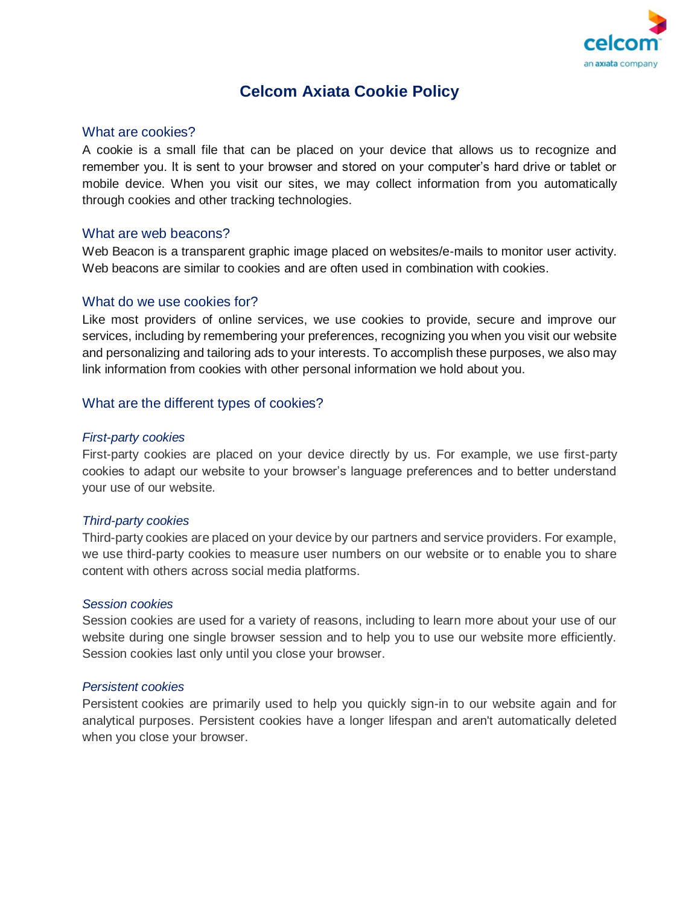# Celcom Axiata Cookie Policy

## What are cookies?

A cookie is a small file that can be placed on your device that allows us to recognize and remember you. It is sent to your browser and stored on your computer's hard drive or tablet or mobile device. When you visit our sites, we may collect information from you automatically through cookies and other tracking technologies.

## What are web beacons?

Web Beacon is a transparent graphic image placed on websites/e-mails to monitor user activity. Web beacons are similar to cookies and are often used in combination with cookies.

## What do we use cookies for?

Like most providers of online services, we use cookies to provide, secure and improve our services, including by remembering your preferences, recognizing you when you visit our website and personalizing and tailoring ads to your interests. To accomplish these purposes, we also may link information from cookies with other personal information we hold about you.

## What are the different types of cookies?

### *First-party cookies*

First-party cookies are placed on your device directly by us. For example, we use first-party cookies to adapt our website to your browser's language preferences and to better understand your use of our website.

### *Third-party cookies*

Third-party cookies are placed on your device by our partners and service providers. For example, we use third-party cookies to measure user numbers on our website or to enable you to share content with others across social media platforms.

### *Session cookies*

Session cookies are used for a variety of reasons, including to learn more about your use of our website during one single browser session and to help you to use our website more efficiently. Session cookies last only until you close your browser.

### *Persistent cookies*

Persistent cookies are primarily used to help you quickly sign-in to our website again and for analytical purposes. Persistent cookies have a longer lifespan and aren't automatically deleted when you close your browser.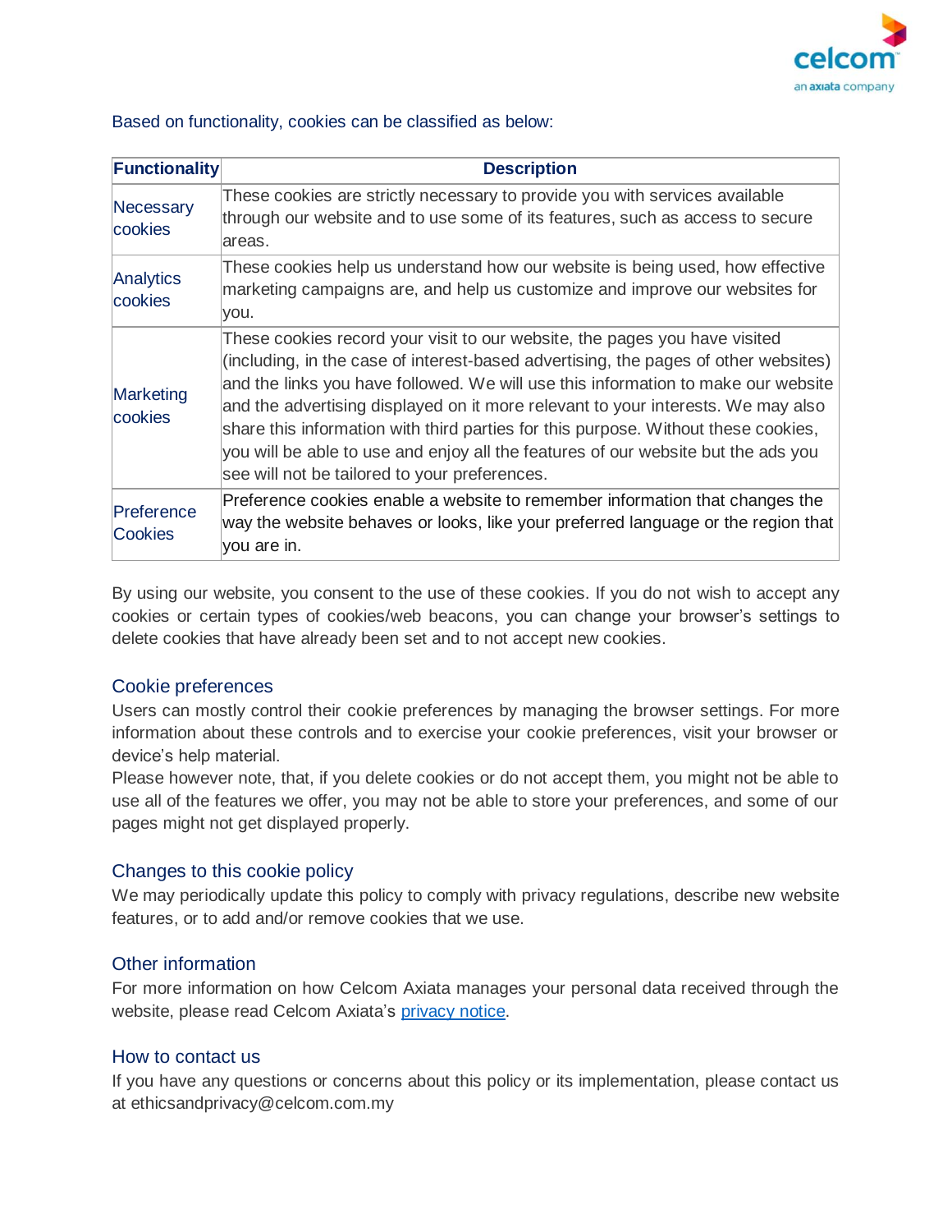Based on functionality, cookies can be classified as below:

| Functionality | Description |
| --- | --- |
| Necessary cookies | These cookies are strictly necessary to provide you with services available through our website and to use some of its features, such as access to secure areas. |
| Analytics cookies | These cookies help us understand how our website is being used, how effective marketing campaigns are, and help us customize and improve our websites for you. |
| Marketing cookies | These cookies record your visit to our website, the pages you have visited (including, in the case of interest-based advertising, the pages of other websites) and the links you have followed. We will use this information to make our website and the advertising displayed on it more relevant to your interests. We may also share this information with third parties for this purpose. Without these cookies, you will be able to use and enjoy all the features of our website but the ads you see will not be tailored to your preferences. |
| Preference Cookies | Preference cookies enable a website to remember information that changes the way the website behaves or looks, like your preferred language or the region that you are in. |

By using our website, you consent to the use of these cookies. If you do not wish to accept any cookies or certain types of cookies/web beacons, you can change your browser's settings to delete cookies that have already been set and to not accept new cookies.

## Cookie preferences

Users can mostly control their cookie preferences by managing the browser settings. For more information about these controls and to exercise your cookie preferences, visit your browser or device's help material.

Please however note, that, if you delete cookies or do not accept them, you might not be able to use all of the features we offer, you may not be able to store your preferences, and some of our pages might not get displayed properly.

## Changes to this cookie policy

We may periodically update this policy to comply with privacy regulations, describe new website features, or to add and/or remove cookies that we use.

## Other information

For more information on how Celcom Axiata manages your personal data received through the website, please read Celcom Axiata's privacy notice.

## How to contact us

If you have any questions or concerns about this policy or its implementation, please contact us at ethicsandprivacy@celcom.com.my